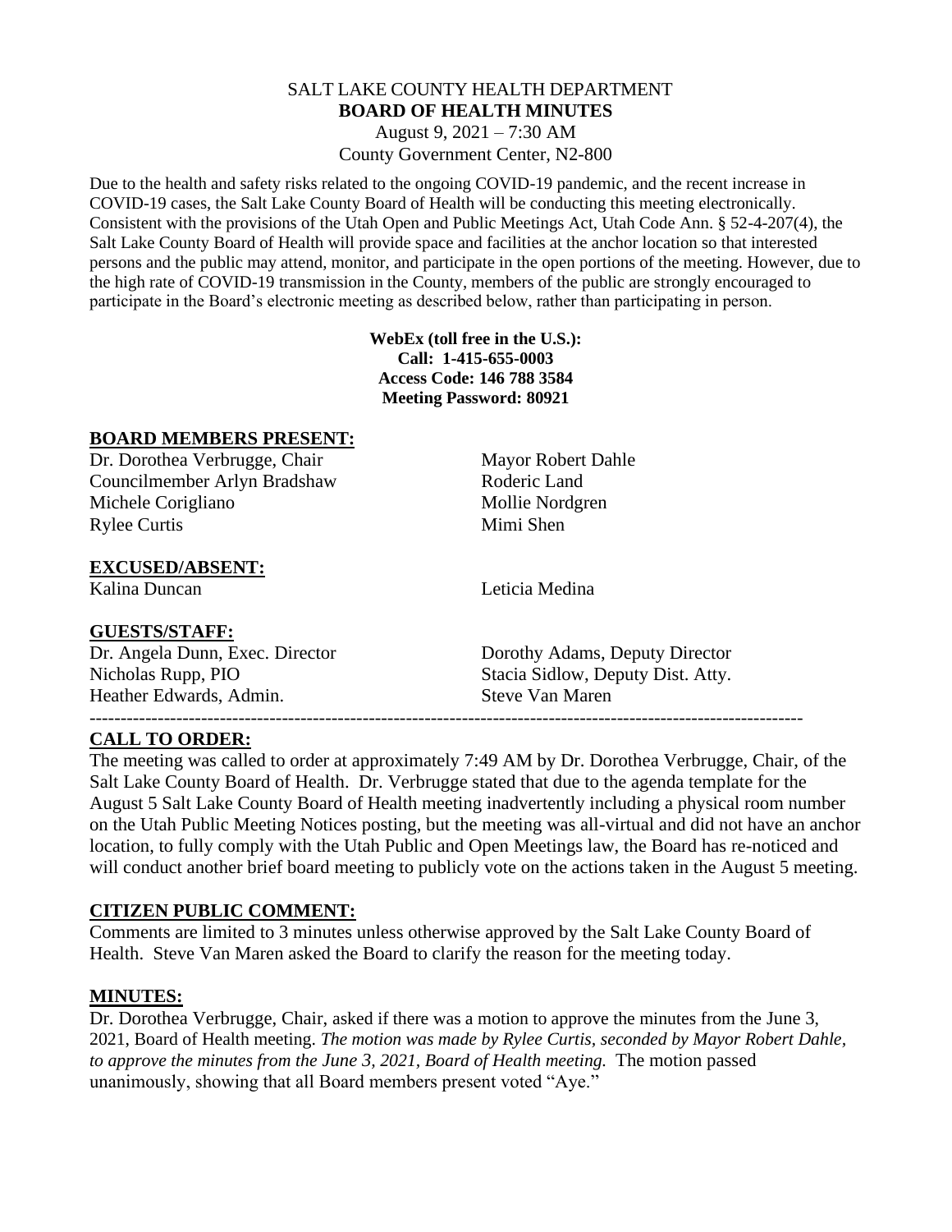# SALT LAKE COUNTY HEALTH DEPARTMENT
## BOARD OF HEALTH MINUTES

August 9, 2021 – 7:30 AM
County Government Center, N2-800

Due to the health and safety risks related to the ongoing COVID-19 pandemic, and the recent increase in COVID-19 cases, the Salt Lake County Board of Health will be conducting this meeting electronically. Consistent with the provisions of the Utah Open and Public Meetings Act, Utah Code Ann. § 52-4-207(4), the Salt Lake County Board of Health will provide space and facilities at the anchor location so that interested persons and the public may attend, monitor, and participate in the open portions of the meeting. However, due to the high rate of COVID-19 transmission in the County, members of the public are strongly encouraged to participate in the Board's electronic meeting as described below, rather than participating in person.

**WebEx (toll free in the U.S.):**
**Call: 1-415-655-0003**
**Access Code: 146 788 3584**
**Meeting Password: 80921**

**BOARD MEMBERS PRESENT:**

| | |
|---|---|
| Dr. Dorothea Verbrugge, Chair | Mayor Robert Dahle |
| Councilmember Arlyn Bradshaw | Roderic Land |
| Michele Corigliano | Mollie Nordgren |
| Rylee Curtis | Mimi Shen |

**EXCUSED/ABSENT:**

| | |
|---|---|
| Kalina Duncan | Leticia Medina |

**GUESTS/STAFF:**

| | |
|---|---|
| Dr. Angela Dunn, Exec. Director | Dorothy Adams, Deputy Director |
| Nicholas Rupp, PIO | Stacia Sidlow, Deputy Dist. Atty. |
| Heather Edwards, Admin. | Steve Van Maren |

---

**CALL TO ORDER:**

The meeting was called to order at approximately 7:49 AM by Dr. Dorothea Verbrugge, Chair, of the Salt Lake County Board of Health. Dr. Verbrugge stated that due to the agenda template for the August 5 Salt Lake County Board of Health meeting inadvertently including a physical room number on the Utah Public Meeting Notices posting, but the meeting was all-virtual and did not have an anchor location, to fully comply with the Utah Public and Open Meetings law, the Board has re-noticed and will conduct another brief board meeting to publicly vote on the actions taken in the August 5 meeting.

**CITIZEN PUBLIC COMMENT:**

Comments are limited to 3 minutes unless otherwise approved by the Salt Lake County Board of Health. Steve Van Maren asked the Board to clarify the reason for the meeting today.

**MINUTES:**

Dr. Dorothea Verbrugge, Chair, asked if there was a motion to approve the minutes from the June 3, 2021, Board of Health meeting. *The motion was made by Rylee Curtis, seconded by Mayor Robert Dahle, to approve the minutes from the June 3, 2021, Board of Health meeting.* The motion passed unanimously, showing that all Board members present voted "Aye."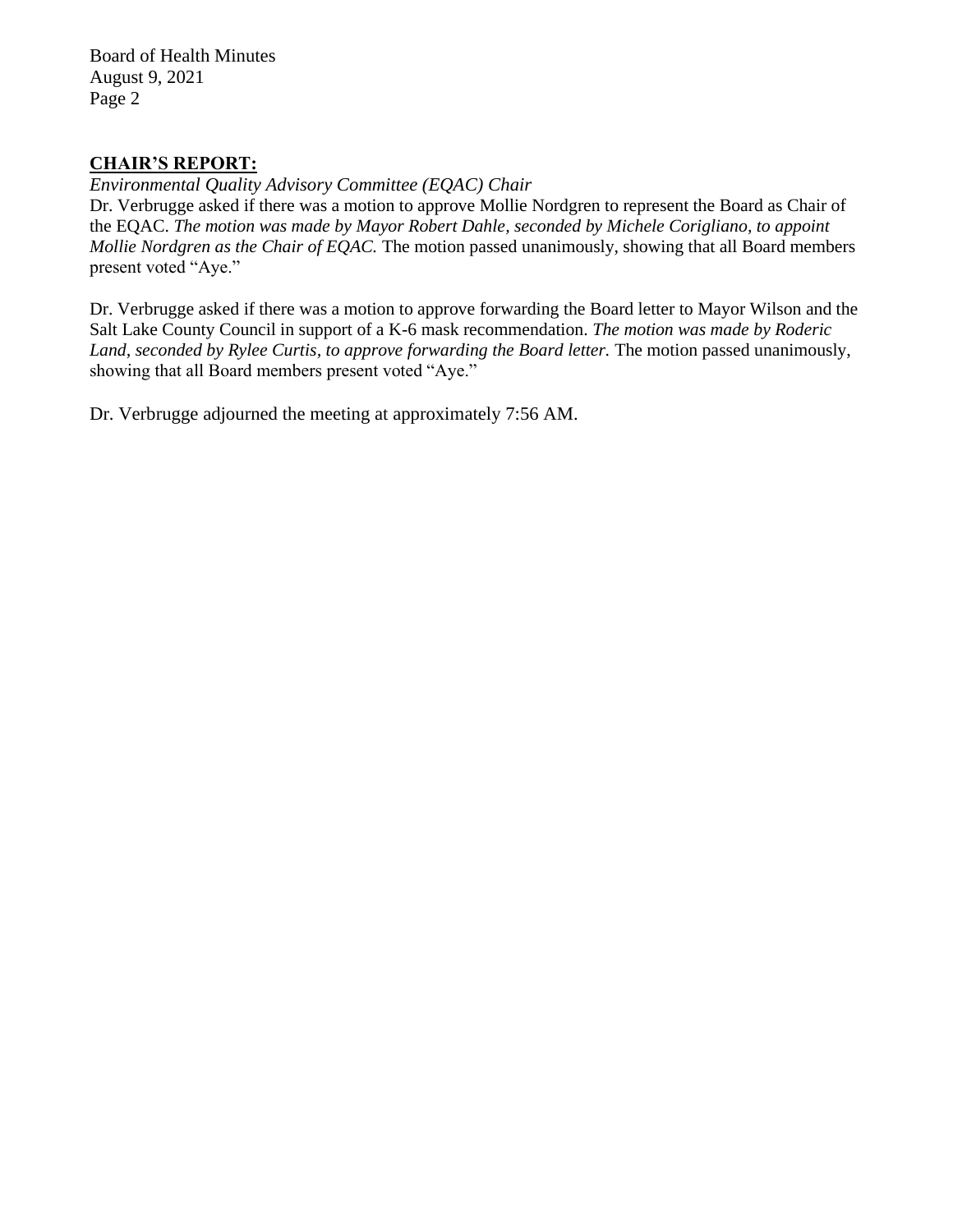## CHAIR'S REPORT:

*Environmental Quality Advisory Committee (EQAC) Chair*

Dr. Verbrugge asked if there was a motion to approve Mollie Nordgren to represent the Board as Chair of the EQAC. *The motion was made by Mayor Robert Dahle, seconded by Michele Corigliano, to appoint Mollie Nordgren as the Chair of EQAC.* The motion passed unanimously, showing that all Board members present voted "Aye."

Dr. Verbrugge asked if there was a motion to approve forwarding the Board letter to Mayor Wilson and the Salt Lake County Council in support of a K-6 mask recommendation. *The motion was made by Roderic Land, seconded by Rylee Curtis, to approve forwarding the Board letter.* The motion passed unanimously, showing that all Board members present voted "Aye."

Dr. Verbrugge adjourned the meeting at approximately 7:56 AM.